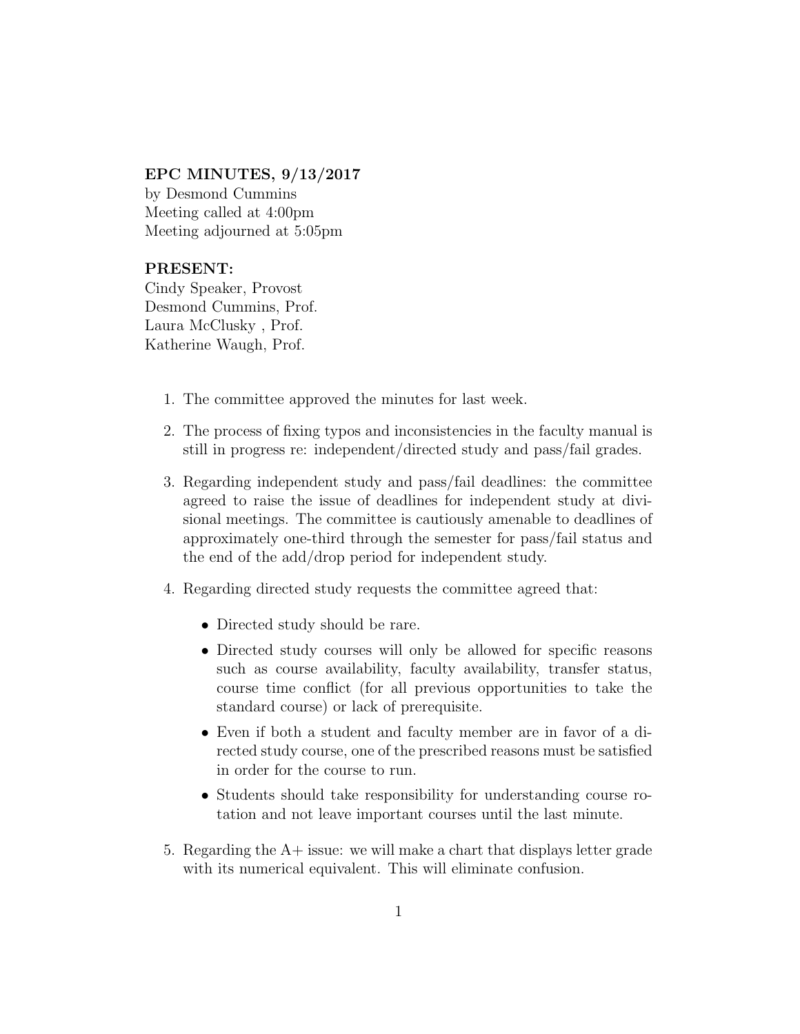**EPC MINUTES, 9/13/2017**
by Desmond Cummins
Meeting called at 4:00pm
Meeting adjourned at 5:05pm

**PRESENT:**
Cindy Speaker, Provost
Desmond Cummins, Prof.
Laura McClusky , Prof.
Katherine Waugh, Prof.

1. The committee approved the minutes for last week.
2. The process of fixing typos and inconsistencies in the faculty manual is still in progress re: independent/directed study and pass/fail grades.
3. Regarding independent study and pass/fail deadlines: the committee agreed to raise the issue of deadlines for independent study at divisional meetings. The committee is cautiously amenable to deadlines of approximately one-third through the semester for pass/fail status and the end of the add/drop period for independent study.
4. Regarding directed study requests the committee agreed that:
   - Directed study should be rare.
   - Directed study courses will only be allowed for specific reasons such as course availability, faculty availability, transfer status, course time conflict (for all previous opportunities to take the standard course) or lack of prerequisite.
   - Even if both a student and faculty member are in favor of a directed study course, one of the prescribed reasons must be satisfied in order for the course to run.
   - Students should take responsibility for understanding course rotation and not leave important courses until the last minute.
5. Regarding the A+ issue: we will make a chart that displays letter grade with its numerical equivalent. This will eliminate confusion.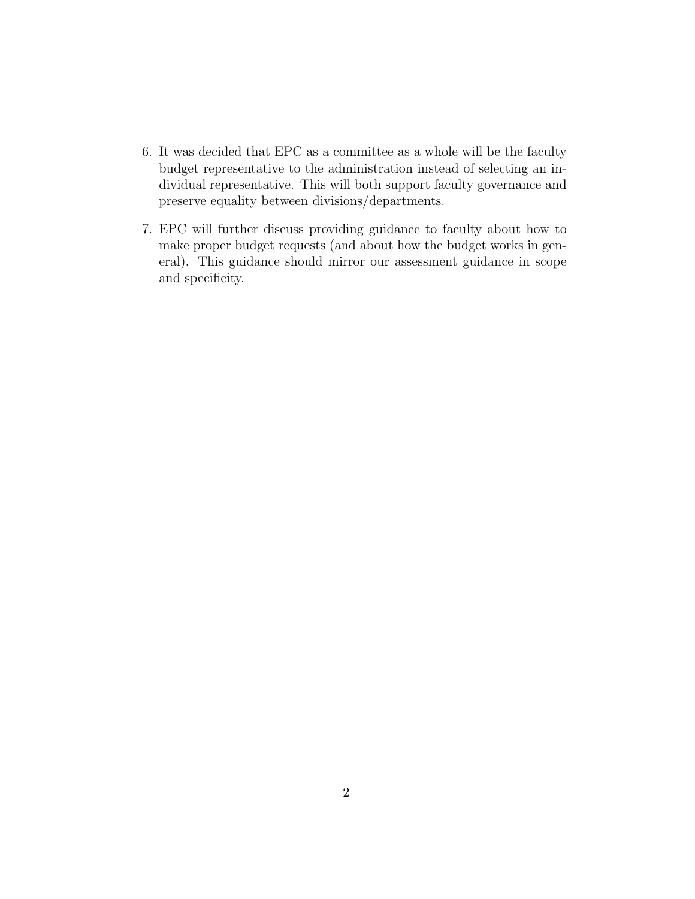6. It was decided that EPC as a committee as a whole will be the faculty budget representative to the administration instead of selecting an individual representative. This will both support faculty governance and preserve equality between divisions/departments.

7. EPC will further discuss providing guidance to faculty about how to make proper budget requests (and about how the budget works in general). This guidance should mirror our assessment guidance in scope and specificity.